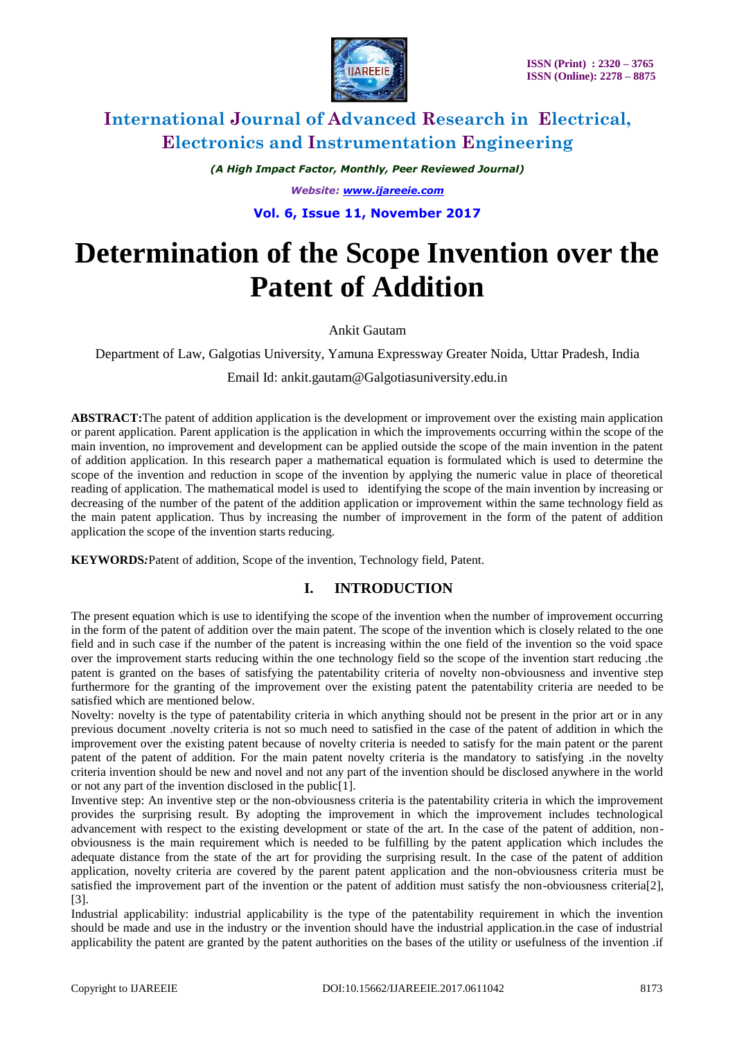# International Journal of Advanced Research in Electrical, Electronics and Instrumentation Engineering

*(A High Impact Factor, Monthly, Peer Reviewed Journal)*

*Website: www.ijareeie.com*

**Vol. 6, Issue 11, November 2017**

# Determination of the Scope Invention over the Patent of Addition

Ankit Gautam

Department of Law, Galgotias University, Yamuna Expressway Greater Noida, Uttar Pradesh, India

Email Id: ankit.gautam@Galgotiasuniversity.edu.in

**ABSTRACT:**The patent of addition application is the development or improvement over the existing main application or parent application. Parent application is the application in which the improvements occurring within the scope of the main invention, no improvement and development can be applied outside the scope of the main invention in the patent of addition application. In this research paper a mathematical equation is formulated which is used to determine the scope of the invention and reduction in scope of the invention by applying the numeric value in place of theoretical reading of application. The mathematical model is used to identifying the scope of the main invention by increasing or decreasing of the number of the patent of the addition application or improvement within the same technology field as the main patent application. Thus by increasing the number of improvement in the form of the patent of addition application the scope of the invention starts reducing.

**KEYWORDS:**Patent of addition, Scope of the invention, Technology field, Patent.

## I. INTRODUCTION

The present equation which is use to identifying the scope of the invention when the number of improvement occurring in the form of the patent of addition over the main patent. The scope of the invention which is closely related to the one field and in such case if the number of the patent is increasing within the one field of the invention so the void space over the improvement starts reducing within the one technology field so the scope of the invention start reducing .the patent is granted on the bases of satisfying the patentability criteria of novelty non-obviousness and inventive step furthermore for the granting of the improvement over the existing patent the patentability criteria are needed to be satisfied which are mentioned below.

Novelty: novelty is the type of patentability criteria in which anything should not be present in the prior art or in any previous document .novelty criteria is not so much need to satisfied in the case of the patent of addition in which the improvement over the existing patent because of novelty criteria is needed to satisfy for the main patent or the parent patent of the patent of addition. For the main patent novelty criteria is the mandatory to satisfying .in the novelty criteria invention should be new and novel and not any part of the invention should be disclosed anywhere in the world or not any part of the invention disclosed in the public[1].

Inventive step: An inventive step or the non-obviousness criteria is the patentability criteria in which the improvement provides the surprising result. By adopting the improvement in which the improvement includes technological advancement with respect to the existing development or state of the art. In the case of the patent of addition, non-obviousness is the main requirement which is needed to be fulfilling by the patent application which includes the adequate distance from the state of the art for providing the surprising result. In the case of the patent of addition application, novelty criteria are covered by the parent patent application and the non-obviousness criteria must be satisfied the improvement part of the invention or the patent of addition must satisfy the non-obviousness criteria[2], [3].

Industrial applicability: industrial applicability is the type of the patentability requirement in which the invention should be made and use in the industry or the invention should have the industrial application.in the case of industrial applicability the patent are granted by the patent authorities on the bases of the utility or usefulness of the invention .if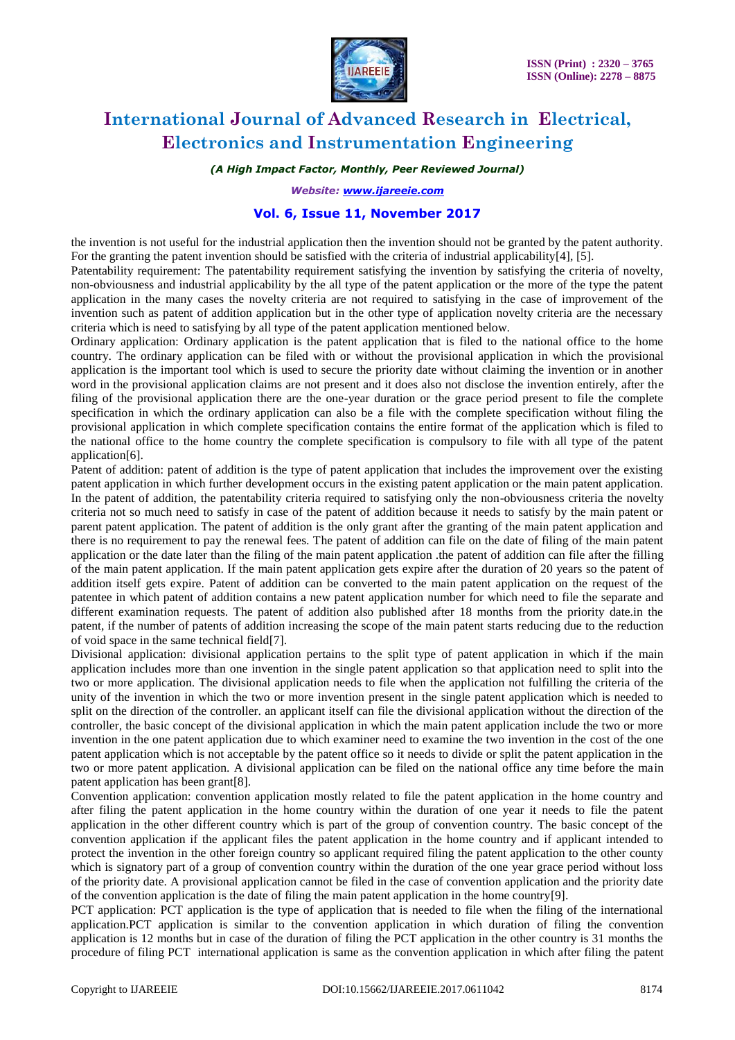the invention is not useful for the industrial application then the invention should not be granted by the patent authority. For the granting the patent invention should be satisfied with the criteria of industrial applicability[4], [5].

Patentability requirement: The patentability requirement satisfying the invention by satisfying the criteria of novelty, non-obviousness and industrial applicability by the all type of the patent application or the more of the type the patent application in the many cases the novelty criteria are not required to satisfying in the case of improvement of the invention such as patent of addition application but in the other type of application novelty criteria are the necessary criteria which is need to satisfying by all type of the patent application mentioned below.

Ordinary application: Ordinary application is the patent application that is filed to the national office to the home country. The ordinary application can be filed with or without the provisional application in which the provisional application is the important tool which is used to secure the priority date without claiming the invention or in another word in the provisional application claims are not present and it does also not disclose the invention entirely, after the filing of the provisional application there are the one-year duration or the grace period present to file the complete specification in which the ordinary application can also be a file with the complete specification without filing the provisional application in which complete specification contains the entire format of the application which is filed to the national office to the home country the complete specification is compulsory to file with all type of the patent application[6].

Patent of addition: patent of addition is the type of patent application that includes the improvement over the existing patent application in which further development occurs in the existing patent application or the main patent application. In the patent of addition, the patentability criteria required to satisfying only the non-obviousness criteria the novelty criteria not so much need to satisfy in case of the patent of addition because it needs to satisfy by the main patent or parent patent application. The patent of addition is the only grant after the granting of the main patent application and there is no requirement to pay the renewal fees. The patent of addition can file on the date of filing of the main patent application or the date later than the filing of the main patent application .the patent of addition can file after the filling of the main patent application. If the main patent application gets expire after the duration of 20 years so the patent of addition itself gets expire. Patent of addition can be converted to the main patent application on the request of the patentee in which patent of addition contains a new patent application number for which need to file the separate and different examination requests. The patent of addition also published after 18 months from the priority date.in the patent, if the number of patents of addition increasing the scope of the main patent starts reducing due to the reduction of void space in the same technical field[7].

Divisional application: divisional application pertains to the split type of patent application in which if the main application includes more than one invention in the single patent application so that application need to split into the two or more application. The divisional application needs to file when the application not fulfilling the criteria of the unity of the invention in which the two or more invention present in the single patent application which is needed to split on the direction of the controller. an applicant itself can file the divisional application without the direction of the controller, the basic concept of the divisional application in which the main patent application include the two or more invention in the one patent application due to which examiner need to examine the two invention in the cost of the one patent application which is not acceptable by the patent office so it needs to divide or split the patent application in the two or more patent application. A divisional application can be filed on the national office any time before the main patent application has been grant[8].

Convention application: convention application mostly related to file the patent application in the home country and after filing the patent application in the home country within the duration of one year it needs to file the patent application in the other different country which is part of the group of convention country. The basic concept of the convention application if the applicant files the patent application in the home country and if applicant intended to protect the invention in the other foreign country so applicant required filing the patent application to the other county which is signatory part of a group of convention country within the duration of the one year grace period without loss of the priority date. A provisional application cannot be filed in the case of convention application and the priority date of the convention application is the date of filing the main patent application in the home country[9].

PCT application: PCT application is the type of application that is needed to file when the filing of the international application.PCT application is similar to the convention application in which duration of filing the convention application is 12 months but in case of the duration of filing the PCT application in the other country is 31 months the procedure of filing PCT international application is same as the convention application in which after filing the patent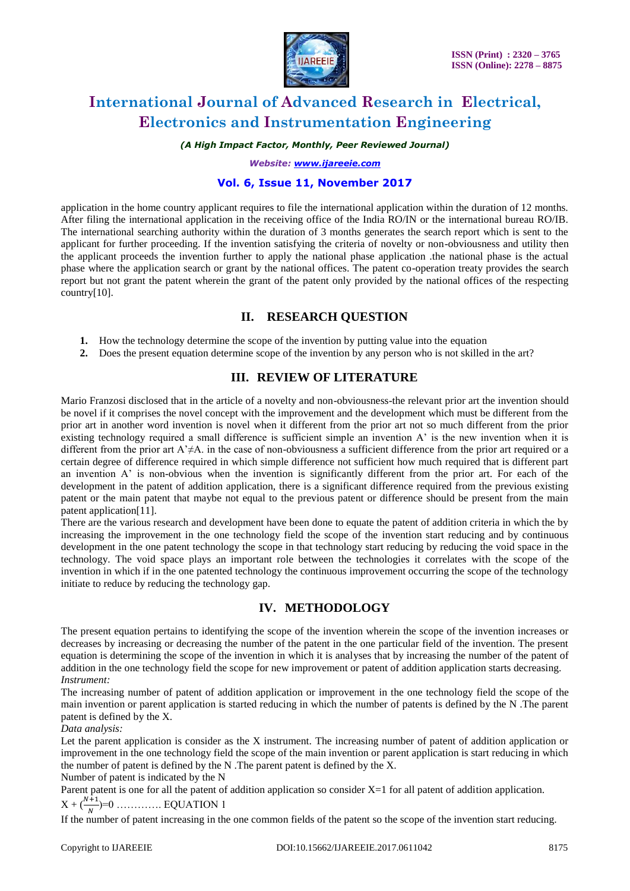application in the home country applicant requires to file the international application within the duration of 12 months. After filing the international application in the receiving office of the India RO/IN or the international bureau RO/IB. The international searching authority within the duration of 3 months generates the search report which is sent to the applicant for further proceeding. If the invention satisfying the criteria of novelty or non-obviousness and utility then the applicant proceeds the invention further to apply the national phase application .the national phase is the actual phase where the application search or grant by the national offices. The patent co-operation treaty provides the search report but not grant the patent wherein the grant of the patent only provided by the national offices of the respecting country[10].

## II. RESEARCH QUESTION

1. How the technology determine the scope of the invention by putting value into the equation
2. Does the present equation determine scope of the invention by any person who is not skilled in the art?

## III. REVIEW OF LITERATURE

Mario Franzosi disclosed that in the article of a novelty and non-obviousness-the relevant prior art the invention should be novel if it comprises the novel concept with the improvement and the development which must be different from the prior art in another word invention is novel when it different from the prior art not so much different from the prior existing technology required a small difference is sufficient simple an invention A' is the new invention when it is different from the prior art A'≠A. in the case of non-obviousness a sufficient difference from the prior art required or a certain degree of difference required in which simple difference not sufficient how much required that is different part an invention A' is non-obvious when the invention is significantly different from the prior art. For each of the development in the patent of addition application, there is a significant difference required from the previous existing patent or the main patent that maybe not equal to the previous patent or difference should be present from the main patent application[11].

There are the various research and development have been done to equate the patent of addition criteria in which the by increasing the improvement in the one technology field the scope of the invention start reducing and by continuous development in the one patent technology the scope in that technology start reducing by reducing the void space in the technology. The void space plays an important role between the technologies it correlates with the scope of the invention in which if in the one patented technology the continuous improvement occurring the scope of the technology initiate to reduce by reducing the technology gap.

## IV. METHODOLOGY

The present equation pertains to identifying the scope of the invention wherein the scope of the invention increases or decreases by increasing or decreasing the number of the patent in the one particular field of the invention. The present equation is determining the scope of the invention in which it is analyses that by increasing the number of the patent of addition in the one technology field the scope for new improvement or patent of addition application starts decreasing.

*Instrument:*

The increasing number of patent of addition application or improvement in the one technology field the scope of the main invention or parent application is started reducing in which the number of patents is defined by the N .The parent patent is defined by the X.

*Data analysis:*

Let the parent application is consider as the X instrument. The increasing number of patent of addition application or improvement in the one technology field the scope of the main invention or parent application is start reducing in which the number of patent is defined by the N .The parent patent is defined by the X.

Number of patent is indicated by the N

Parent patent is one for all the patent of addition application so consider X=1 for all patent of addition application.

$X + (\frac{N+1}{N})=0$ …………. EQUATION 1

If the number of patent increasing in the one common fields of the patent so the scope of the invention start reducing.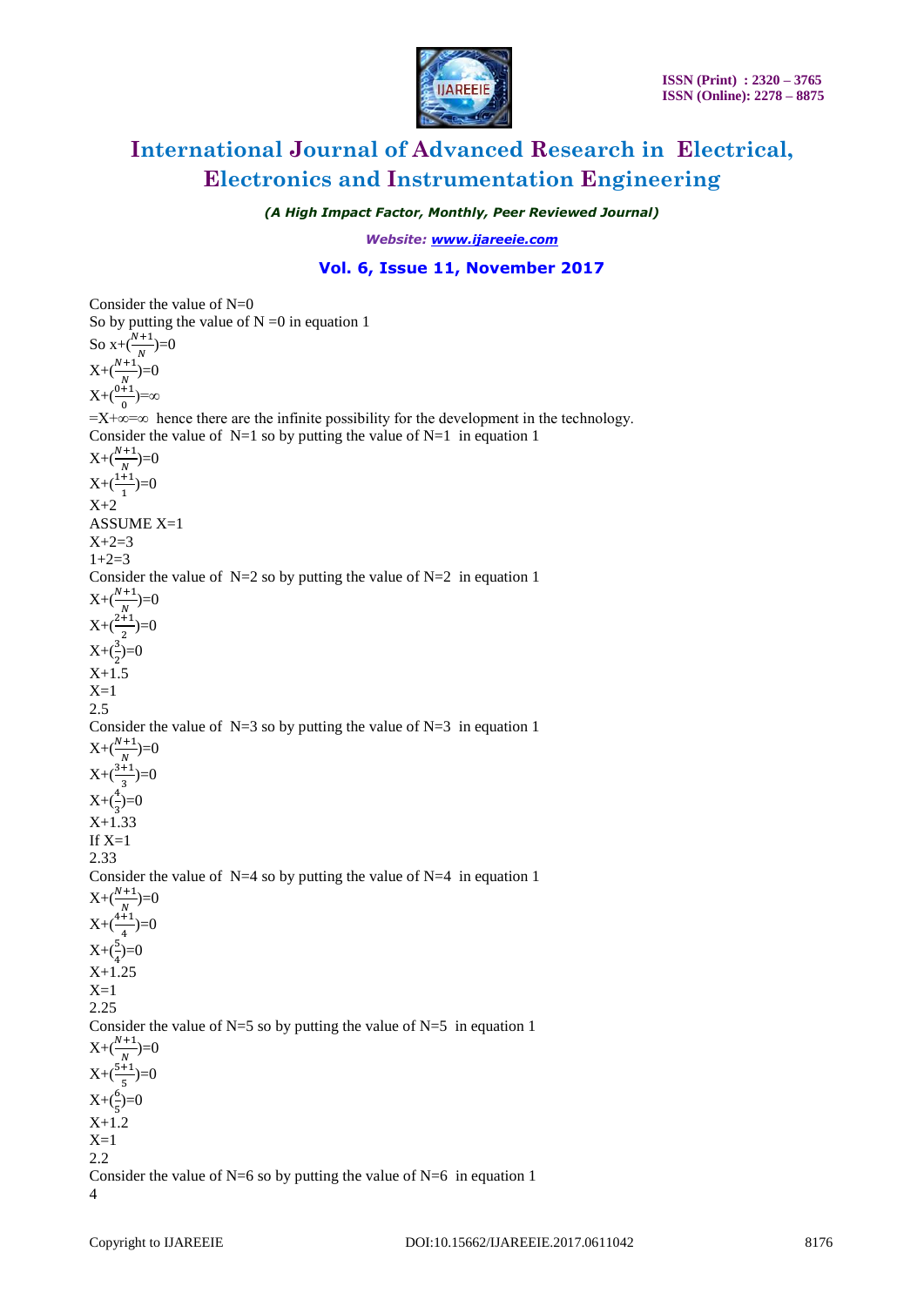Consider the value of N=0

So by putting the value of N =0 in equation 1

So $x+(\frac{N+1}{N})=0$

$X+(\frac{N+1}{N})=0$

$X+(\frac{0+1}{0})=\infty$

$=X+\infty=\infty$ hence there are the infinite possibility for the development in the technology.

Consider the value of N=1 so by putting the value of N=1 in equation 1

$X+(\frac{N+1}{N})=0$

$X+(\frac{1+1}{1})=0$

X+2

ASSUME X=1

X+2=3

1+2=3

Consider the value of N=2 so by putting the value of N=2 in equation 1

$X+(\frac{N+1}{N})=0$

$X+(\frac{2+1}{2})=0$

$X+(\frac{3}{2})=0$

X+1.5

X=1

2.5

Consider the value of N=3 so by putting the value of N=3 in equation 1

$X+(\frac{N+1}{N})=0$

$X+(\frac{3+1}{3})=0$

$X+(\frac{4}{3})=0$

X+1.33

If X=1

2.33

Consider the value of N=4 so by putting the value of N=4 in equation 1

$X+(\frac{N+1}{N})=0$

$X+(\frac{4+1}{4})=0$

$X+(\frac{5}{4})=0$

X+1.25

X=1

2.25

Consider the value of N=5 so by putting the value of N=5 in equation 1

$X+(\frac{N+1}{N})=0$

$X+(\frac{5+1}{5})=0$

$X+(\frac{6}{5})=0$

X+1.2

X=1

2.2

Consider the value of N=6 so by putting the value of N=6 in equation 1

4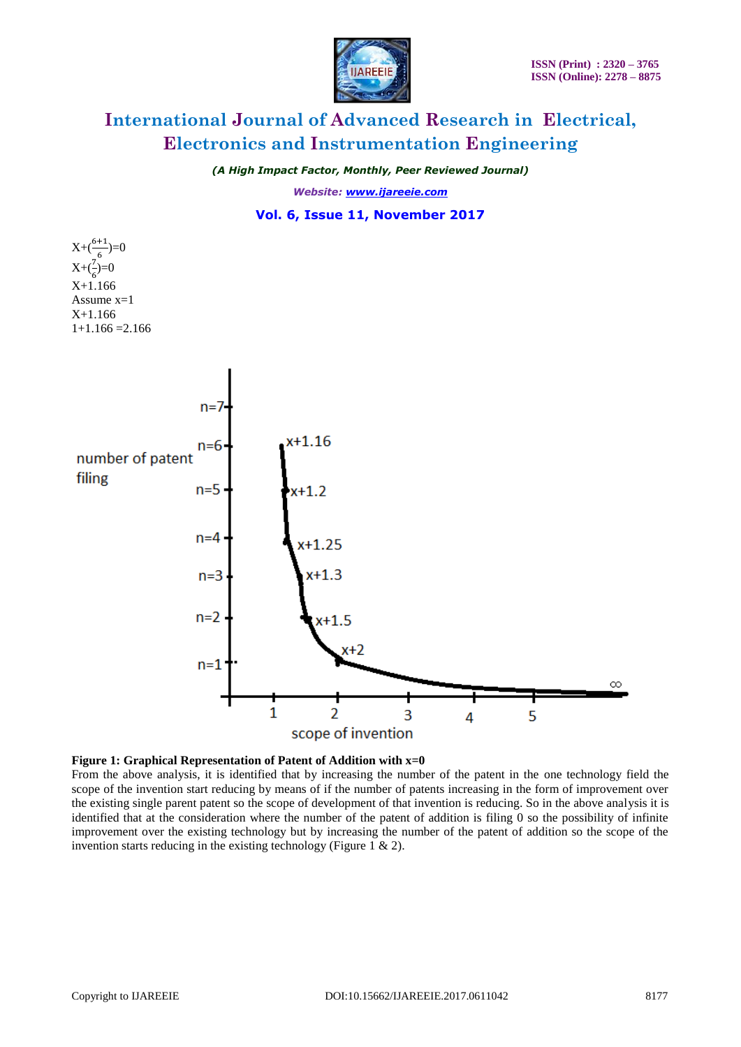$X+(\frac{6+1}{6})=0$

$X+(\frac{7}{6})=0$

X+1.166

Assume x=1

X+1.166

1+1.166 =2.166

**Figure 1: Graphical Representation of Patent of Addition with x=0**

From the above analysis, it is identified that by increasing the number of the patent in the one technology field the scope of the invention start reducing by means of if the number of patents increasing in the form of improvement over the existing single parent patent so the scope of development of that invention is reducing. So in the above analysis it is identified that at the consideration where the number of the patent of addition is filing 0 so the possibility of infinite improvement over the existing technology but by increasing the number of the patent of addition so the scope of the invention starts reducing in the existing technology (Figure 1 & 2).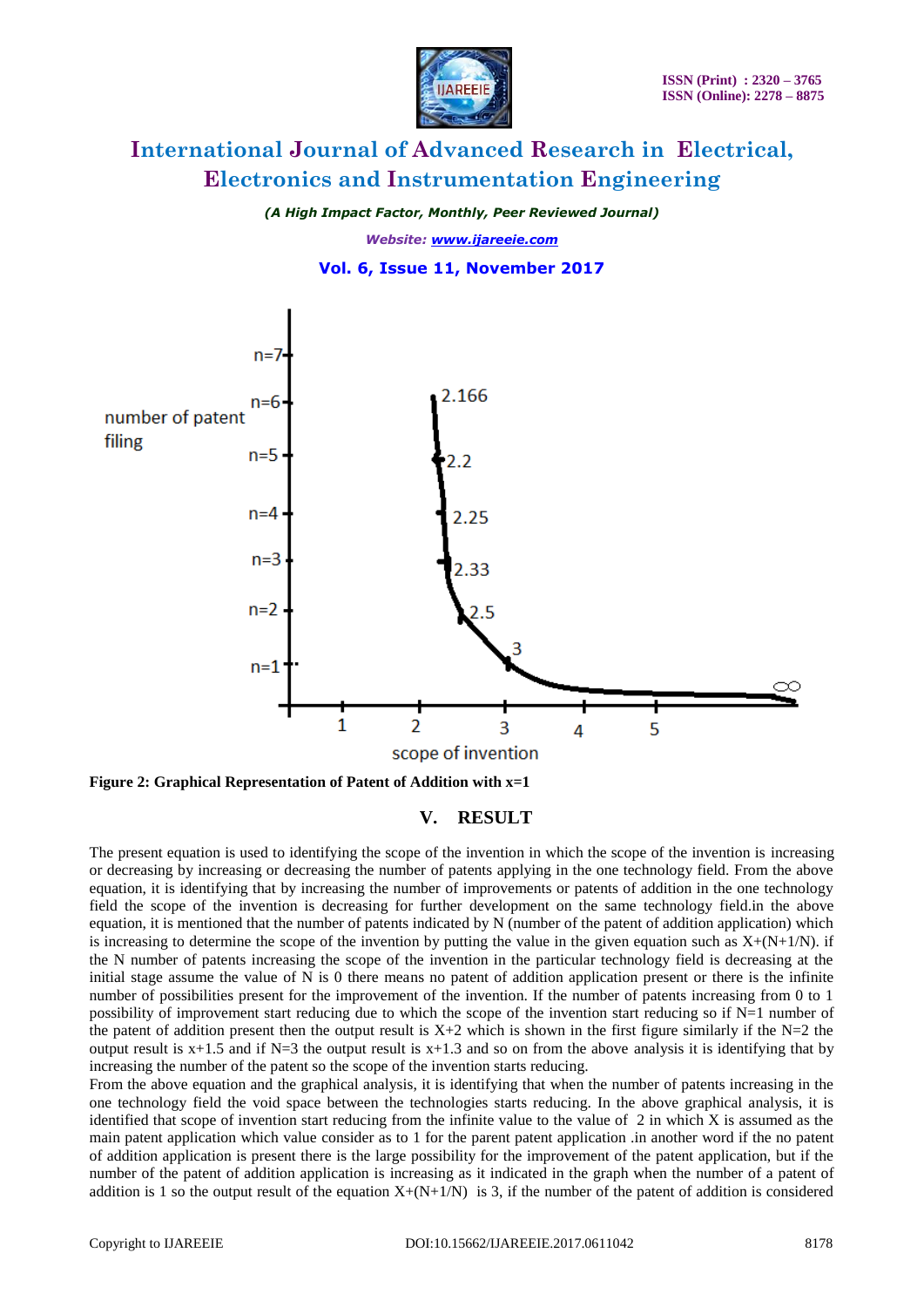Figure 2: Graphical Representation of Patent of Addition with x=1

## V. RESULT

The present equation is used to identifying the scope of the invention in which the scope of the invention is increasing or decreasing by increasing or decreasing the number of patents applying in the one technology field. From the above equation, it is identifying that by increasing the number of improvements or patents of addition in the one technology field the scope of the invention is decreasing for further development on the same technology field.in the above equation, it is mentioned that the number of patents indicated by N (number of the patent of addition application) which is increasing to determine the scope of the invention by putting the value in the given equation such as X+(N+1/N). if the N number of patents increasing the scope of the invention in the particular technology field is decreasing at the initial stage assume the value of N is 0 there means no patent of addition application present or there is the infinite number of possibilities present for the improvement of the invention. If the number of patents increasing from 0 to 1 possibility of improvement start reducing due to which the scope of the invention start reducing so if N=1 number of the patent of addition present then the output result is X+2 which is shown in the first figure similarly if the N=2 the output result is x+1.5 and if N=3 the output result is x+1.3 and so on from the above analysis it is identifying that by increasing the number of the patent so the scope of the invention starts reducing.

From the above equation and the graphical analysis, it is identifying that when the number of patents increasing in the one technology field the void space between the technologies starts reducing. In the above graphical analysis, it is identified that scope of invention start reducing from the infinite value to the value of 2 in which X is assumed as the main patent application which value consider as to 1 for the parent patent application .in another word if the no patent of addition application is present there is the large possibility for the improvement of the patent application, but if the number of the patent of addition application is increasing as it indicated in the graph when the number of a patent of addition is 1 so the output result of the equation X+(N+1/N) is 3, if the number of the patent of addition is considered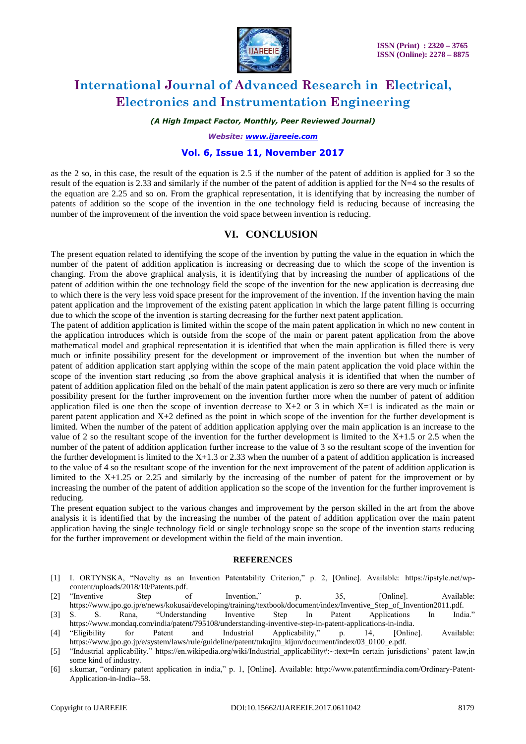as the 2 so, in this case, the result of the equation is 2.5 if the number of the patent of addition is applied for 3 so the result of the equation is 2.33 and similarly if the number of the patent of addition is applied for the N=4 so the results of the equation are 2.25 and so on. From the graphical representation, it is identifying that by increasing the number of patents of addition so the scope of the invention in the one technology field is reducing because of increasing the number of the improvement of the invention the void space between invention is reducing.

## VI. CONCLUSION

The present equation related to identifying the scope of the invention by putting the value in the equation in which the number of the patent of addition application is increasing or decreasing due to which the scope of the invention is changing. From the above graphical analysis, it is identifying that by increasing the number of applications of the patent of addition within the one technology field the scope of the invention for the new application is decreasing due to which there is the very less void space present for the improvement of the invention. If the invention having the main patent application and the improvement of the existing patent application in which the large patent filling is occurring due to which the scope of the invention is starting decreasing for the further next patent application.

The patent of addition application is limited within the scope of the main patent application in which no new content in the application introduces which is outside from the scope of the main or parent patent application from the above mathematical model and graphical representation it is identified that when the main application is filled there is very much or infinite possibility present for the development or improvement of the invention but when the number of patent of addition application start applying within the scope of the main patent application the void place within the scope of the invention start reducing ,so from the above graphical analysis it is identified that when the number of patent of addition application filed on the behalf of the main patent application is zero so there are very much or infinite possibility present for the further improvement on the invention further more when the number of patent of addition application filed is one then the scope of invention decrease to X+2 or 3 in which X=1 is indicated as the main or parent patent application and X+2 defined as the point in which scope of the invention for the further development is limited. When the number of the patent of addition application applying over the main application is an increase to the value of 2 so the resultant scope of the invention for the further development is limited to the X+1.5 or 2.5 when the number of the patent of addition application further increase to the value of 3 so the resultant scope of the invention for the further development is limited to the X+1.3 or 2.33 when the number of a patent of addition application is increased to the value of 4 so the resultant scope of the invention for the next improvement of the patent of addition application is limited to the X+1.25 or 2.25 and similarly by the increasing of the number of patent for the improvement or by increasing the number of the patent of addition application so the scope of the invention for the further improvement is reducing.

The present equation subject to the various changes and improvement by the person skilled in the art from the above analysis it is identified that by the increasing the number of the patent of addition application over the main patent application having the single technology field or single technology scope so the scope of the invention starts reducing for the further improvement or development within the field of the main invention.

## REFERENCES

[1] I. ORTYNSKA, "Novelty as an Invention Patentability Criterion," p. 2, [Online]. Available: https://ipstyle.net/wp-content/uploads/2018/10/Patents.pdf.

[2] "Inventive Step of Invention," p. 35, [Online]. Available: https://www.jpo.go.jp/e/news/kokusai/developing/training/textbook/document/index/Inventive_Step_of_Invention2011.pdf.

[3] S. S. Rana, "Understanding Inventive Step In Patent Applications In India." https://www.mondaq.com/india/patent/795108/understanding-inventive-step-in-patent-applications-in-india.

[4] "Eligibility for Patent and Industrial Applicability," p. 14, [Online]. Available: https://www.jpo.go.jp/e/system/laws/rule/guideline/patent/tukujitu_kijun/document/index/03_0100_e.pdf.

[5] "Industrial applicability." https://en.wikipedia.org/wiki/Industrial_applicability#:~:text=In certain jurisdictions' patent law,in some kind of industry.

[6] s.kumar, "ordinary patent application in india," p. 1, [Online]. Available: http://www.patentfirmindia.com/Ordinary-Patent-Application-in-India--58.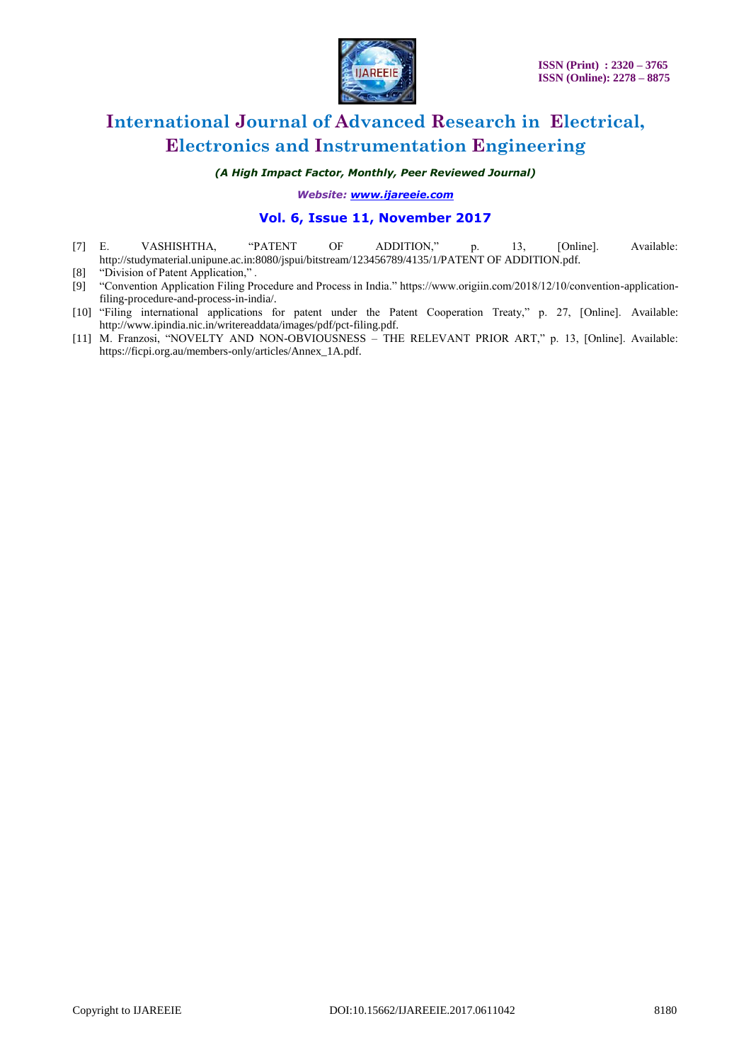[7] E. VASHISHTHA, "PATENT OF ADDITION," p. 13, [Online]. Available: http://studymaterial.unipune.ac.in:8080/jspui/bitstream/123456789/4135/1/PATENT OF ADDITION.pdf.

[8] "Division of Patent Application," .

[9] "Convention Application Filing Procedure and Process in India." https://www.origiin.com/2018/12/10/convention-application-filing-procedure-and-process-in-india/.

[10] "Filing international applications for patent under the Patent Cooperation Treaty," p. 27, [Online]. Available: http://www.ipindia.nic.in/writereaddata/images/pdf/pct-filing.pdf.

[11] M. Franzosi, "NOVELTY AND NON-OBVIOUSNESS – THE RELEVANT PRIOR ART," p. 13, [Online]. Available: https://ficpi.org.au/members-only/articles/Annex_1A.pdf.